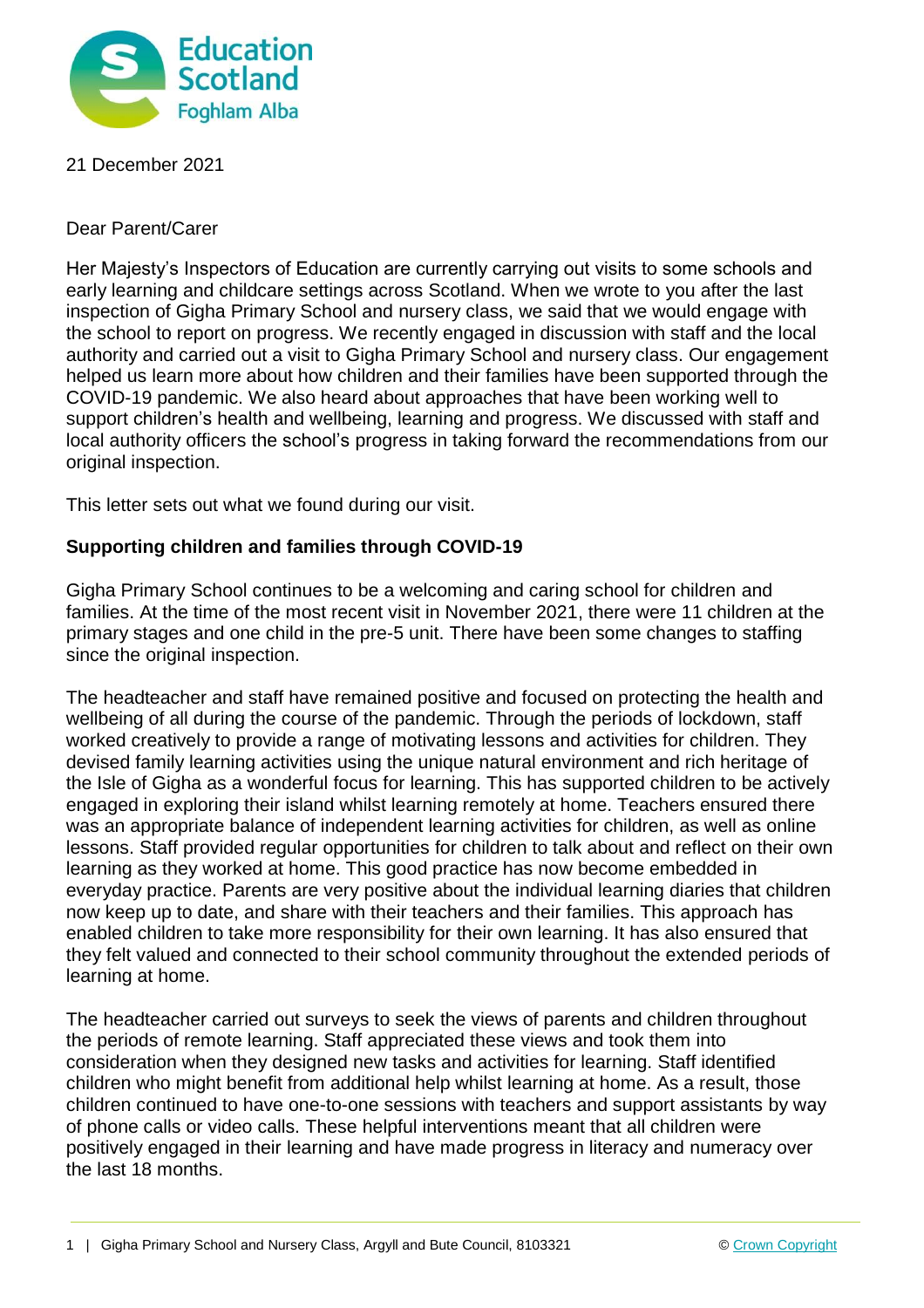21 December 2021

Dear Parent/Carer

Her Majesty's Inspectors of Education are currently carrying out visits to some schools and early learning and childcare settings across Scotland. When we wrote to you after the last inspection of Gigha Primary School and nursery class, we said that we would engage with the school to report on progress. We recently engaged in discussion with staff and the local authority and carried out a visit to Gigha Primary School and nursery class. Our engagement helped us learn more about how children and their families have been supported through the COVID-19 pandemic. We also heard about approaches that have been working well to support children's health and wellbeing, learning and progress. We discussed with staff and local authority officers the school's progress in taking forward the recommendations from our original inspection.

This letter sets out what we found during our visit.

**Supporting children and families through COVID-19**

Gigha Primary School continues to be a welcoming and caring school for children and families. At the time of the most recent visit in November 2021, there were 11 children at the primary stages and one child in the pre-5 unit. There have been some changes to staffing since the original inspection.

The headteacher and staff have remained positive and focused on protecting the health and wellbeing of all during the course of the pandemic. Through the periods of lockdown, staff worked creatively to provide a range of motivating lessons and activities for children. They devised family learning activities using the unique natural environment and rich heritage of the Isle of Gigha as a wonderful focus for learning. This has supported children to be actively engaged in exploring their island whilst learning remotely at home. Teachers ensured there was an appropriate balance of independent learning activities for children, as well as online lessons. Staff provided regular opportunities for children to talk about and reflect on their own learning as they worked at home. This good practice has now become embedded in everyday practice. Parents are very positive about the individual learning diaries that children now keep up to date, and share with their teachers and their families. This approach has enabled children to take more responsibility for their own learning. It has also ensured that they felt valued and connected to their school community throughout the extended periods of learning at home.

The headteacher carried out surveys to seek the views of parents and children throughout the periods of remote learning. Staff appreciated these views and took them into consideration when they designed new tasks and activities for learning. Staff identified children who might benefit from additional help whilst learning at home. As a result, those children continued to have one-to-one sessions with teachers and support assistants by way of phone calls or video calls. These helpful interventions meant that all children were positively engaged in their learning and have made progress in literacy and numeracy over the last 18 months.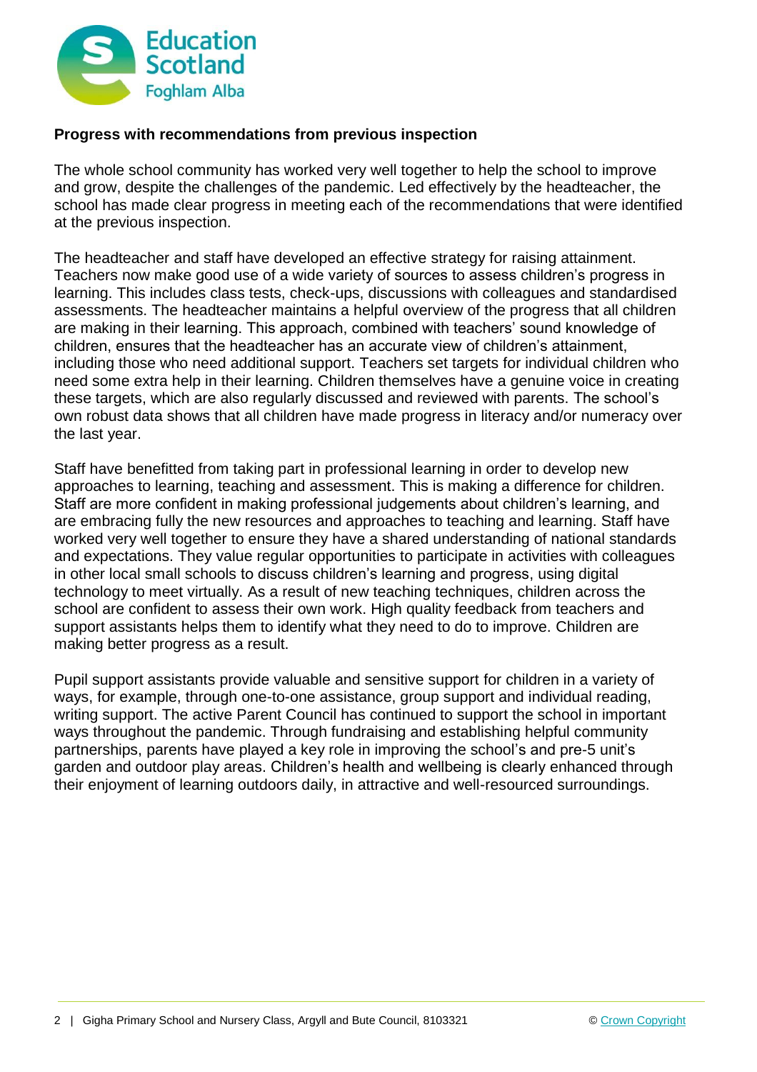**Progress with recommendations from previous inspection**

The whole school community has worked very well together to help the school to improve and grow, despite the challenges of the pandemic. Led effectively by the headteacher, the school has made clear progress in meeting each of the recommendations that were identified at the previous inspection.

The headteacher and staff have developed an effective strategy for raising attainment. Teachers now make good use of a wide variety of sources to assess children's progress in learning. This includes class tests, check-ups, discussions with colleagues and standardised assessments. The headteacher maintains a helpful overview of the progress that all children are making in their learning. This approach, combined with teachers' sound knowledge of children, ensures that the headteacher has an accurate view of children's attainment, including those who need additional support. Teachers set targets for individual children who need some extra help in their learning. Children themselves have a genuine voice in creating these targets, which are also regularly discussed and reviewed with parents. The school's own robust data shows that all children have made progress in literacy and/or numeracy over the last year.

Staff have benefitted from taking part in professional learning in order to develop new approaches to learning, teaching and assessment. This is making a difference for children. Staff are more confident in making professional judgements about children's learning, and are embracing fully the new resources and approaches to teaching and learning. Staff have worked very well together to ensure they have a shared understanding of national standards and expectations. They value regular opportunities to participate in activities with colleagues in other local small schools to discuss children's learning and progress, using digital technology to meet virtually. As a result of new teaching techniques, children across the school are confident to assess their own work. High quality feedback from teachers and support assistants helps them to identify what they need to do to improve. Children are making better progress as a result.

Pupil support assistants provide valuable and sensitive support for children in a variety of ways, for example, through one-to-one assistance, group support and individual reading, writing support. The active Parent Council has continued to support the school in important ways throughout the pandemic. Through fundraising and establishing helpful community partnerships, parents have played a key role in improving the school's and pre-5 unit's garden and outdoor play areas. Children's health and wellbeing is clearly enhanced through their enjoyment of learning outdoors daily, in attractive and well-resourced surroundings.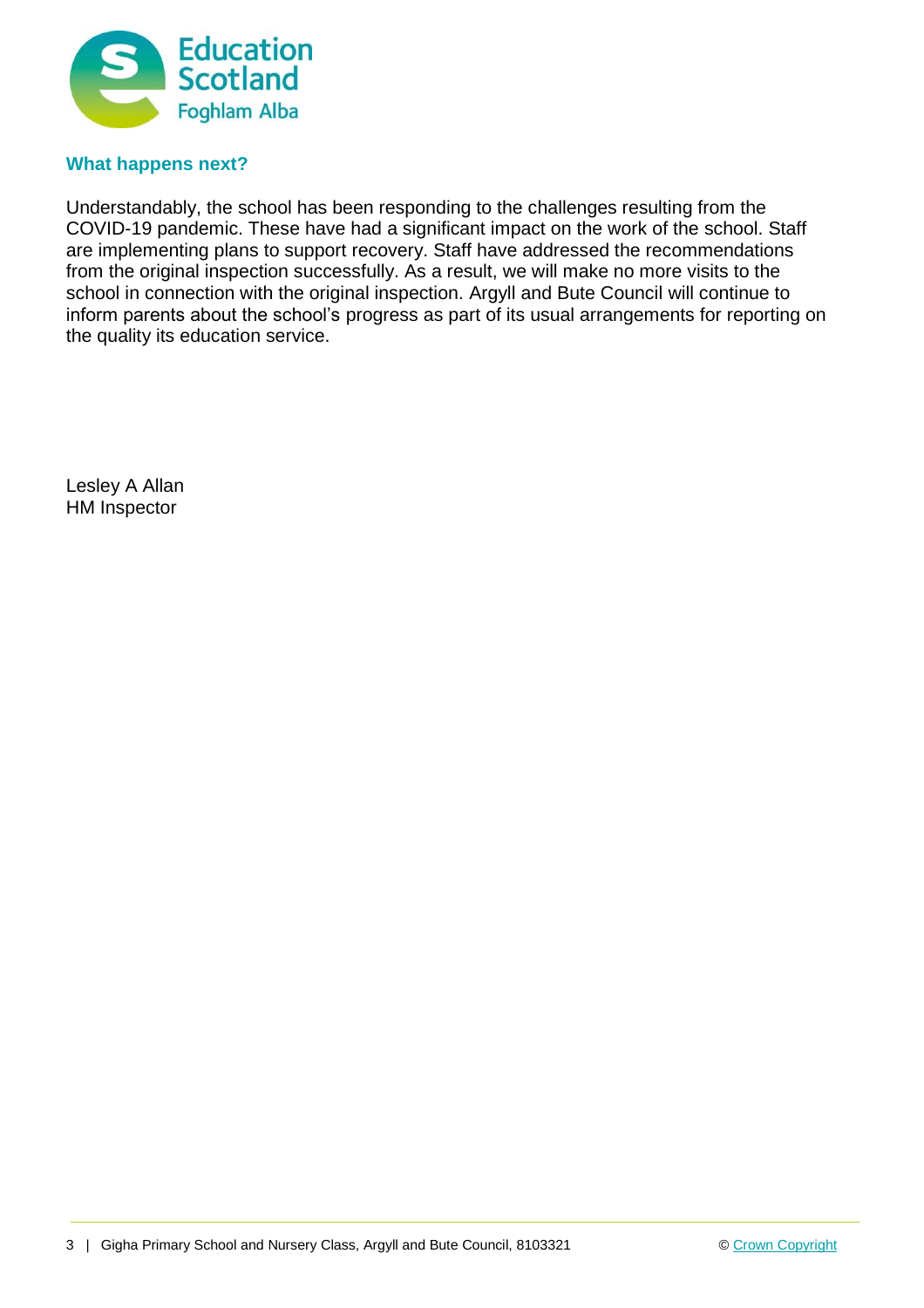## What happens next?

Understandably, the school has been responding to the challenges resulting from the COVID-19 pandemic. These have had a significant impact on the work of the school. Staff are implementing plans to support recovery. Staff have addressed the recommendations from the original inspection successfully. As a result, we will make no more visits to the school in connection with the original inspection. Argyll and Bute Council will continue to inform parents about the school's progress as part of its usual arrangements for reporting on the quality its education service.

Lesley A Allan
HM Inspector